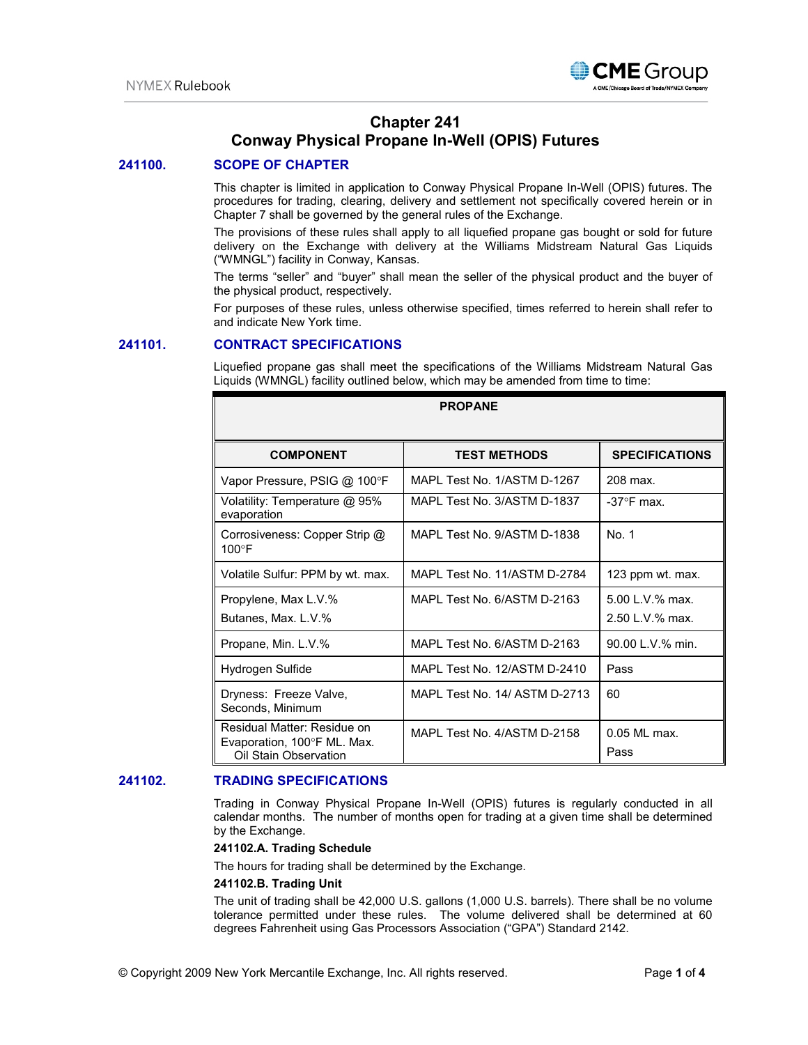# Chapter 241
# Conway Physical Propane In-Well (OPIS) Futures

## 241100. SCOPE OF CHAPTER

This chapter is limited in application to Conway Physical Propane In-Well (OPIS) futures. The procedures for trading, clearing, delivery and settlement not specifically covered herein or in Chapter 7 shall be governed by the general rules of the Exchange.

The provisions of these rules shall apply to all liquefied propane gas bought or sold for future delivery on the Exchange with delivery at the Williams Midstream Natural Gas Liquids ("WMNGL") facility in Conway, Kansas.

The terms "seller" and "buyer" shall mean the seller of the physical product and the buyer of the physical product, respectively.

For purposes of these rules, unless otherwise specified, times referred to herein shall refer to and indicate New York time.

## 241101. CONTRACT SPECIFICATIONS

Liquefied propane gas shall meet the specifications of the Williams Midstream Natural Gas Liquids (WMNGL) facility outlined below, which may be amended from time to time:

| PROPANE | | |
|---|---|---|
| **COMPONENT** | **TEST METHODS** | **SPECIFICATIONS** |
| Vapor Pressure, PSIG @ 100°F | MAPL Test No. 1/ASTM D-1267 | 208 max. |
| Volatility: Temperature @ 95% evaporation | MAPL Test No. 3/ASTM D-1837 | -37°F max. |
| Corrosiveness: Copper Strip @ 100°F | MAPL Test No. 9/ASTM D-1838 | No. 1 |
| Volatile Sulfur: PPM by wt. max. | MAPL Test No. 11/ASTM D-2784 | 123 ppm wt. max. |
| Propylene, Max L.V.%<br>Butanes, Max. L.V.% | MAPL Test No. 6/ASTM D-2163 | 5.00 L.V.% max.<br>2.50 L.V.% max. |
| Propane, Min. L.V.% | MAPL Test No. 6/ASTM D-2163 | 90.00 L.V.% min. |
| Hydrogen Sulfide | MAPL Test No. 12/ASTM D-2410 | Pass |
| Dryness: Freeze Valve, Seconds, Minimum | MAPL Test No. 14/ ASTM D-2713 | 60 |
| Residual Matter: Residue on Evaporation, 100°F ML. Max.<br>Oil Stain Observation | MAPL Test No. 4/ASTM D-2158 | 0.05 ML max.<br>Pass |

## 241102. TRADING SPECIFICATIONS

Trading in Conway Physical Propane In-Well (OPIS) futures is regularly conducted in all calendar months. The number of months open for trading at a given time shall be determined by the Exchange.

**241102.A. Trading Schedule**

The hours for trading shall be determined by the Exchange.

**241102.B. Trading Unit**

The unit of trading shall be 42,000 U.S. gallons (1,000 U.S. barrels). There shall be no volume tolerance permitted under these rules. The volume delivered shall be determined at 60 degrees Fahrenheit using Gas Processors Association ("GPA") Standard 2142.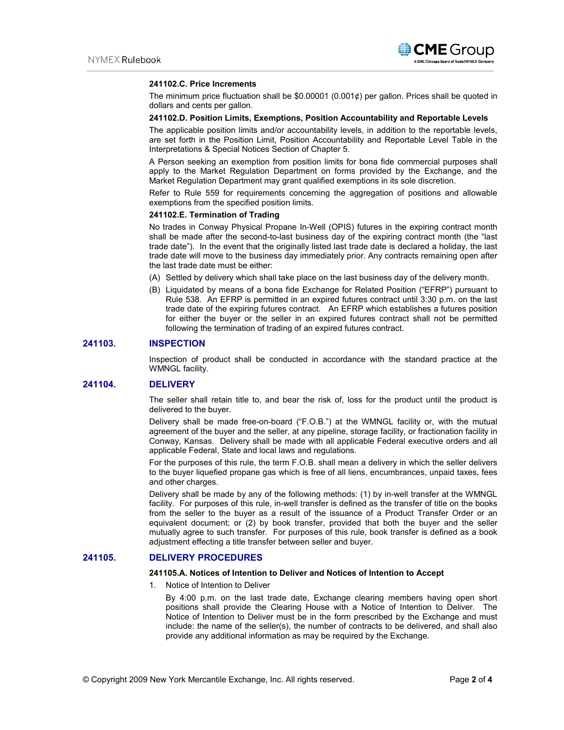#### 241102.C. Price Increments

The minimum price fluctuation shall be $0.00001 (0.001¢) per gallon. Prices shall be quoted in dollars and cents per gallon.

#### 241102.D. Position Limits, Exemptions, Position Accountability and Reportable Levels

The applicable position limits and/or accountability levels, in addition to the reportable levels, are set forth in the Position Limit, Position Accountability and Reportable Level Table in the Interpretations & Special Notices Section of Chapter 5.

A Person seeking an exemption from position limits for bona fide commercial purposes shall apply to the Market Regulation Department on forms provided by the Exchange, and the Market Regulation Department may grant qualified exemptions in its sole discretion.

Refer to Rule 559 for requirements concerning the aggregation of positions and allowable exemptions from the specified position limits.

#### 241102.E. Termination of Trading

No trades in Conway Physical Propane In-Well (OPIS) futures in the expiring contract month shall be made after the second-to-last business day of the expiring contract month (the "last trade date"). In the event that the originally listed last trade date is declared a holiday, the last trade date will move to the business day immediately prior. Any contracts remaining open after the last trade date must be either:

(A) Settled by delivery which shall take place on the last business day of the delivery month.

(B) Liquidated by means of a bona fide Exchange for Related Position ("EFRP") pursuant to Rule 538. An EFRP is permitted in an expired futures contract until 3:30 p.m. on the last trade date of the expiring futures contract. An EFRP which establishes a futures position for either the buyer or the seller in an expired futures contract shall not be permitted following the termination of trading of an expired futures contract.

## 241103. INSPECTION

Inspection of product shall be conducted in accordance with the standard practice at the WMNGL facility.

## 241104. DELIVERY

The seller shall retain title to, and bear the risk of, loss for the product until the product is delivered to the buyer.

Delivery shall be made free-on-board ("F.O.B.") at the WMNGL facility or, with the mutual agreement of the buyer and the seller, at any pipeline, storage facility, or fractionation facility in Conway, Kansas. Delivery shall be made with all applicable Federal executive orders and all applicable Federal, State and local laws and regulations.

For the purposes of this rule, the term F.O.B. shall mean a delivery in which the seller delivers to the buyer liquefied propane gas which is free of all liens, encumbrances, unpaid taxes, fees and other charges.

Delivery shall be made by any of the following methods: (1) by in-well transfer at the WMNGL facility. For purposes of this rule, in-well transfer is defined as the transfer of title on the books from the seller to the buyer as a result of the issuance of a Product Transfer Order or an equivalent document; or (2) by book transfer, provided that both the buyer and the seller mutually agree to such transfer. For purposes of this rule, book transfer is defined as a book adjustment effecting a title transfer between seller and buyer.

## 241105. DELIVERY PROCEDURES

#### 241105.A. Notices of Intention to Deliver and Notices of Intention to Accept

1. Notice of Intention to Deliver

   By 4:00 p.m. on the last trade date, Exchange clearing members having open short positions shall provide the Clearing House with a Notice of Intention to Deliver. The Notice of Intention to Deliver must be in the form prescribed by the Exchange and must include: the name of the seller(s), the number of contracts to be delivered, and shall also provide any additional information as may be required by the Exchange.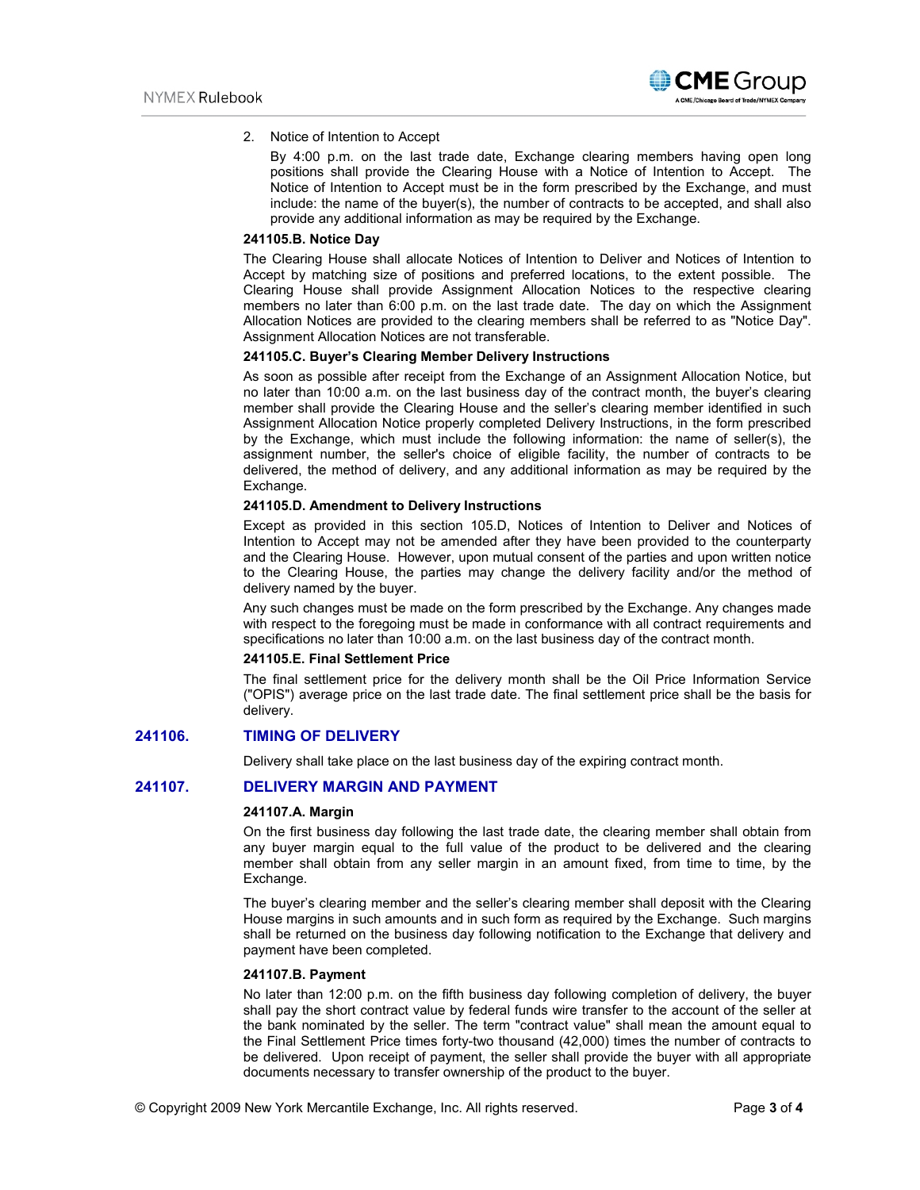2. Notice of Intention to Accept

   By 4:00 p.m. on the last trade date, Exchange clearing members having open long positions shall provide the Clearing House with a Notice of Intention to Accept. The Notice of Intention to Accept must be in the form prescribed by the Exchange, and must include: the name of the buyer(s), the number of contracts to be accepted, and shall also provide any additional information as may be required by the Exchange.

**241105.B. Notice Day**

The Clearing House shall allocate Notices of Intention to Deliver and Notices of Intention to Accept by matching size of positions and preferred locations, to the extent possible. The Clearing House shall provide Assignment Allocation Notices to the respective clearing members no later than 6:00 p.m. on the last trade date. The day on which the Assignment Allocation Notices are provided to the clearing members shall be referred to as "Notice Day". Assignment Allocation Notices are not transferable.

**241105.C. Buyer's Clearing Member Delivery Instructions**

As soon as possible after receipt from the Exchange of an Assignment Allocation Notice, but no later than 10:00 a.m. on the last business day of the contract month, the buyer's clearing member shall provide the Clearing House and the seller's clearing member identified in such Assignment Allocation Notice properly completed Delivery Instructions, in the form prescribed by the Exchange, which must include the following information: the name of seller(s), the assignment number, the seller's choice of eligible facility, the number of contracts to be delivered, the method of delivery, and any additional information as may be required by the Exchange.

**241105.D. Amendment to Delivery Instructions**

Except as provided in this section 105.D, Notices of Intention to Deliver and Notices of Intention to Accept may not be amended after they have been provided to the counterparty and the Clearing House. However, upon mutual consent of the parties and upon written notice to the Clearing House, the parties may change the delivery facility and/or the method of delivery named by the buyer.

Any such changes must be made on the form prescribed by the Exchange. Any changes made with respect to the foregoing must be made in conformance with all contract requirements and specifications no later than 10:00 a.m. on the last business day of the contract month.

**241105.E. Final Settlement Price**

The final settlement price for the delivery month shall be the Oil Price Information Service ("OPIS") average price on the last trade date. The final settlement price shall be the basis for delivery.

## 241106. TIMING OF DELIVERY

Delivery shall take place on the last business day of the expiring contract month.

## 241107. DELIVERY MARGIN AND PAYMENT

**241107.A. Margin**

On the first business day following the last trade date, the clearing member shall obtain from any buyer margin equal to the full value of the product to be delivered and the clearing member shall obtain from any seller margin in an amount fixed, from time to time, by the Exchange.

The buyer's clearing member and the seller's clearing member shall deposit with the Clearing House margins in such amounts and in such form as required by the Exchange. Such margins shall be returned on the business day following notification to the Exchange that delivery and payment have been completed.

**241107.B. Payment**

No later than 12:00 p.m. on the fifth business day following completion of delivery, the buyer shall pay the short contract value by federal funds wire transfer to the account of the seller at the bank nominated by the seller. The term "contract value" shall mean the amount equal to the Final Settlement Price times forty-two thousand (42,000) times the number of contracts to be delivered. Upon receipt of payment, the seller shall provide the buyer with all appropriate documents necessary to transfer ownership of the product to the buyer.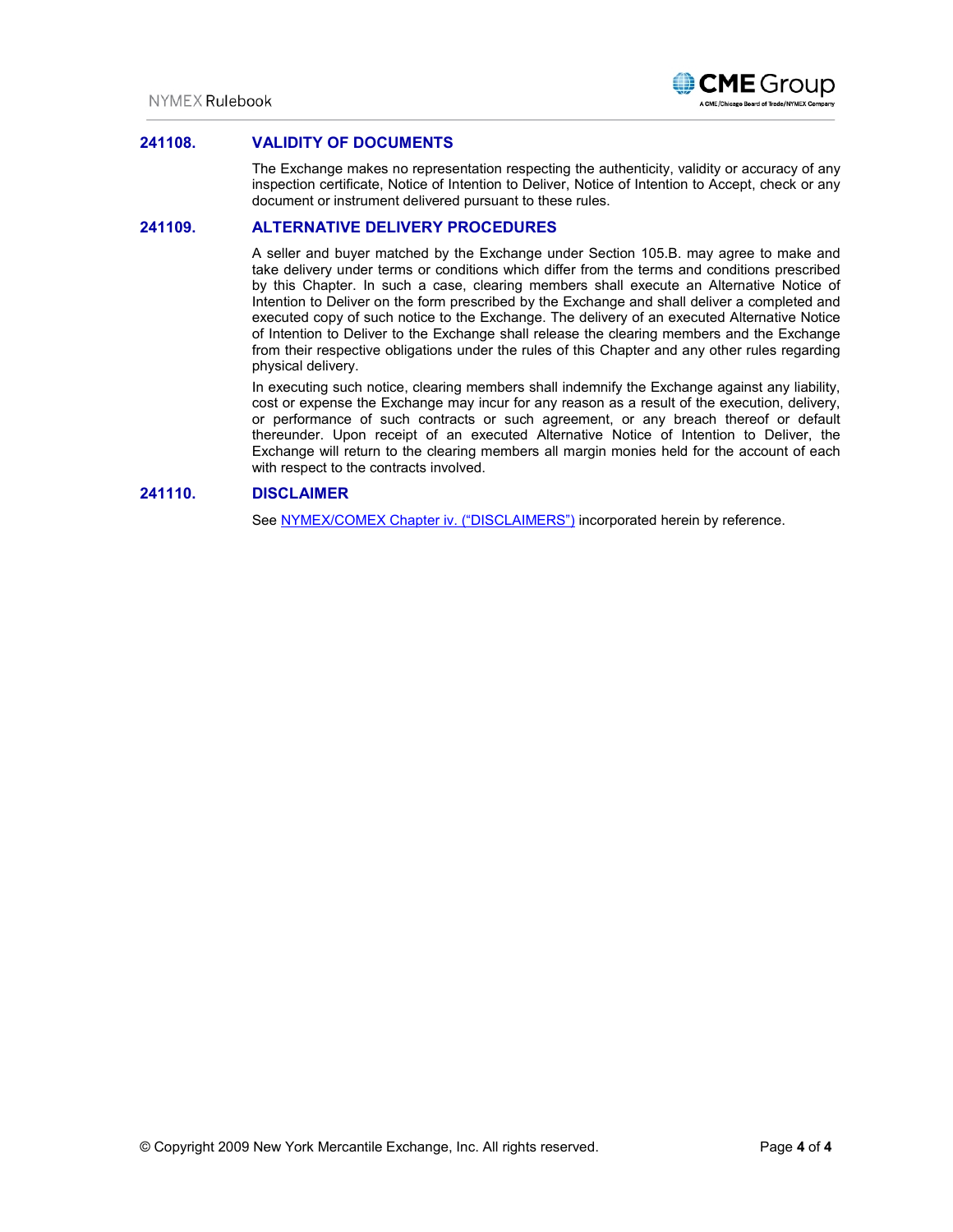## 241108. VALIDITY OF DOCUMENTS

The Exchange makes no representation respecting the authenticity, validity or accuracy of any inspection certificate, Notice of Intention to Deliver, Notice of Intention to Accept, check or any document or instrument delivered pursuant to these rules.

## 241109. ALTERNATIVE DELIVERY PROCEDURES

A seller and buyer matched by the Exchange under Section 105.B. may agree to make and take delivery under terms or conditions which differ from the terms and conditions prescribed by this Chapter. In such a case, clearing members shall execute an Alternative Notice of Intention to Deliver on the form prescribed by the Exchange and shall deliver a completed and executed copy of such notice to the Exchange. The delivery of an executed Alternative Notice of Intention to Deliver to the Exchange shall release the clearing members and the Exchange from their respective obligations under the rules of this Chapter and any other rules regarding physical delivery.

In executing such notice, clearing members shall indemnify the Exchange against any liability, cost or expense the Exchange may incur for any reason as a result of the execution, delivery, or performance of such contracts or such agreement, or any breach thereof or default thereunder. Upon receipt of an executed Alternative Notice of Intention to Deliver, the Exchange will return to the clearing members all margin monies held for the account of each with respect to the contracts involved.

## 241110. DISCLAIMER

See NYMEX/COMEX Chapter iv. (“DISCLAIMERS”) incorporated herein by reference.